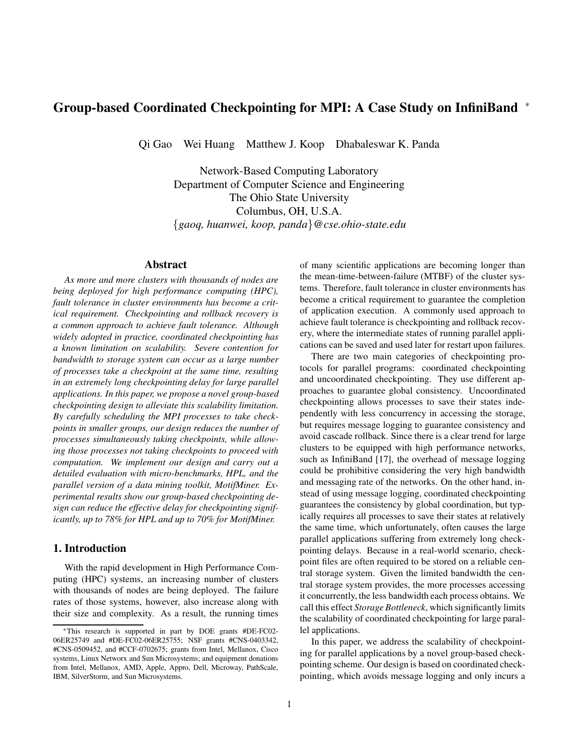# Group-based Coordinated Checkpointing for MPI: A Case Study on InfiniBand [*]

Qi Gao Wei Huang Matthew J. Koop Dhabaleswar K. Panda

Network-Based Computing Laboratory
Department of Computer Science and Engineering
The Ohio State University
Columbus, OH, U.S.A.
{*gaoq, huanwei, koop, panda*}*@cse.ohio-state.edu*

## Abstract

*As more and more clusters with thousands of nodes are being deployed for high performance computing (HPC), fault tolerance in cluster environments has become a critical requirement. Checkpointing and rollback recovery is a common approach to achieve fault tolerance. Although widely adopted in practice, coordinated checkpointing has a known limitation on scalability. Severe contention for bandwidth to storage system can occur as a large number of processes take a checkpoint at the same time, resulting in an extremely long checkpointing delay for large parallel applications. In this paper, we propose a novel group-based checkpointing design to alleviate this scalability limitation. By carefully scheduling the MPI processes to take checkpoints in smaller groups, our design reduces the number of processes simultaneously taking checkpoints, while allowing those processes not taking checkpoints to proceed with computation. We implement our design and carry out a detailed evaluation with micro-benchmarks, HPL, and the parallel version of a data mining toolkit, MotifMiner. Experimental results show our group-based checkpointing design can reduce the effective delay for checkpointing significantly, up to 78% for HPL and up to 70% for MotifMiner.*

## 1. Introduction

With the rapid development in High Performance Computing (HPC) systems, an increasing number of clusters with thousands of nodes are being deployed. The failure rates of those systems, however, also increase along with their size and complexity. As a result, the running times of many scientific applications are becoming longer than the mean-time-between-failure (MTBF) of the cluster systems. Therefore, fault tolerance in cluster environments has become a critical requirement to guarantee the completion of application execution. A commonly used approach to achieve fault tolerance is checkpointing and rollback recovery, where the intermediate states of running parallel applications can be saved and used later for restart upon failures.

There are two main categories of checkpointing protocols for parallel programs: coordinated checkpointing and uncoordinated checkpointing. They use different approaches to guarantee global consistency. Uncoordinated checkpointing allows processes to save their states independently with less concurrency in accessing the storage, but requires message logging to guarantee consistency and avoid cascade rollback. Since there is a clear trend for large clusters to be equipped with high performance networks, such as InfiniBand [17], the overhead of message logging could be prohibitive considering the very high bandwidth and messaging rate of the networks. On the other hand, instead of using message logging, coordinated checkpointing guarantees the consistency by global coordination, but typically requires all processes to save their states at relatively the same time, which unfortunately, often causes the large parallel applications suffering from extremely long checkpointing delays. Because in a real-world scenario, checkpoint files are often required to be stored on a reliable central storage system. Given the limited bandwidth the central storage system provides, the more processes accessing it concurrently, the less bandwidth each process obtains. We call this effect *Storage Bottleneck*, which significantly limits the scalability of coordinated checkpointing for large parallel applications.

In this paper, we address the scalability of checkpointing for parallel applications by a novel group-based checkpointing scheme. Our design is based on coordinated checkpointing, which avoids message logging and only incurs a

[*] This research is supported in part by DOE grants #DE-FC02-06ER25749 and #DE-FC02-06ER25755; NSF grants #CNS-0403342, #CNS-0509452, and #CCF-0702675; grants from Intel, Mellanox, Cisco systems, Linux Networx and Sun Microsystems; and equipment donations from Intel, Mellanox, AMD, Apple, Appro, Dell, Microway, PathScale, IBM, SilverStorm, and Sun Microsystems.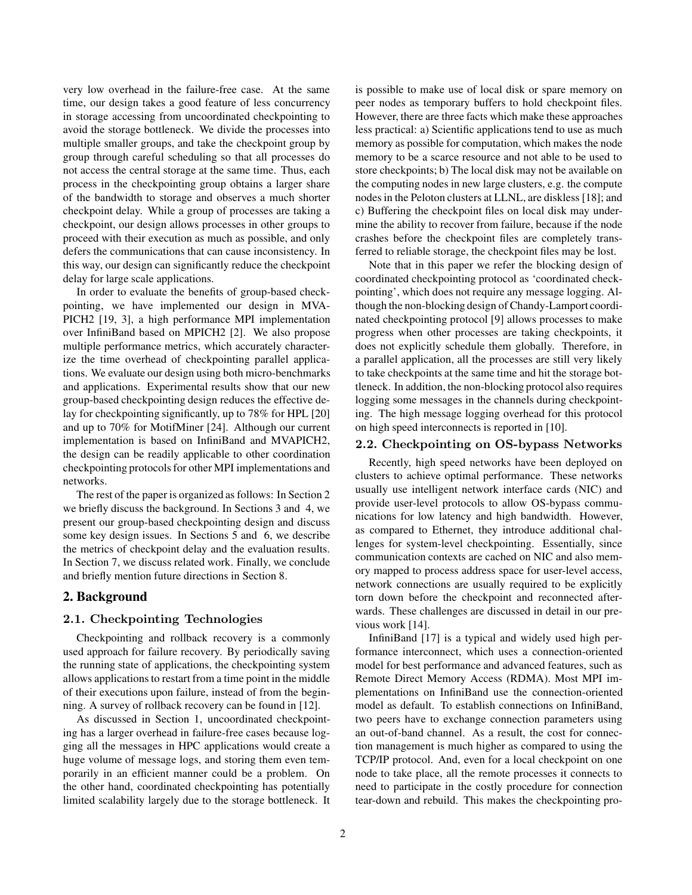very low overhead in the failure-free case. At the same time, our design takes a good feature of less concurrency in storage accessing from uncoordinated checkpointing to avoid the storage bottleneck. We divide the processes into multiple smaller groups, and take the checkpoint group by group through careful scheduling so that all processes do not access the central storage at the same time. Thus, each process in the checkpointing group obtains a larger share of the bandwidth to storage and observes a much shorter checkpoint delay. While a group of processes are taking a checkpoint, our design allows processes in other groups to proceed with their execution as much as possible, and only defers the communications that can cause inconsistency. In this way, our design can significantly reduce the checkpoint delay for large scale applications.

In order to evaluate the benefits of group-based checkpointing, we have implemented our design in MVAPICH2 [19, 3], a high performance MPI implementation over InfiniBand based on MPICH2 [2]. We also propose multiple performance metrics, which accurately characterize the time overhead of checkpointing parallel applications. We evaluate our design using both micro-benchmarks and applications. Experimental results show that our new group-based checkpointing design reduces the effective delay for checkpointing significantly, up to 78% for HPL [20] and up to 70% for MotifMiner [24]. Although our current implementation is based on InfiniBand and MVAPICH2, the design can be readily applicable to other coordination checkpointing protocols for other MPI implementations and networks.

The rest of the paper is organized as follows: In Section 2 we briefly discuss the background. In Sections 3 and 4, we present our group-based checkpointing design and discuss some key design issues. In Sections 5 and 6, we describe the metrics of checkpoint delay and the evaluation results. In Section 7, we discuss related work. Finally, we conclude and briefly mention future directions in Section 8.

## 2. Background

### 2.1. Checkpointing Technologies

Checkpointing and rollback recovery is a commonly used approach for failure recovery. By periodically saving the running state of applications, the checkpointing system allows applications to restart from a time point in the middle of their executions upon failure, instead of from the beginning. A survey of rollback recovery can be found in [12].

As discussed in Section 1, uncoordinated checkpointing has a larger overhead in failure-free cases because logging all the messages in HPC applications would create a huge volume of message logs, and storing them even temporarily in an efficient manner could be a problem. On the other hand, coordinated checkpointing has potentially limited scalability largely due to the storage bottleneck. It is possible to make use of local disk or spare memory on peer nodes as temporary buffers to hold checkpoint files. However, there are three facts which make these approaches less practical: a) Scientific applications tend to use as much memory as possible for computation, which makes the node memory to be a scarce resource and not able to be used to store checkpoints; b) The local disk may not be available on the computing nodes in new large clusters, e.g. the compute nodes in the Peloton clusters at LLNL, are diskless [18]; and c) Buffering the checkpoint files on local disk may undermine the ability to recover from failure, because if the node crashes before the checkpoint files are completely transferred to reliable storage, the checkpoint files may be lost.

Note that in this paper we refer the blocking design of coordinated checkpointing protocol as 'coordinated checkpointing', which does not require any message logging. Although the non-blocking design of Chandy-Lamport coordinated checkpointing protocol [9] allows processes to make progress when other processes are taking checkpoints, it does not explicitly schedule them globally. Therefore, in a parallel application, all the processes are still very likely to take checkpoints at the same time and hit the storage bottleneck. In addition, the non-blocking protocol also requires logging some messages in the channels during checkpointing. The high message logging overhead for this protocol on high speed interconnects is reported in [10].

### 2.2. Checkpointing on OS-bypass Networks

Recently, high speed networks have been deployed on clusters to achieve optimal performance. These networks usually use intelligent network interface cards (NIC) and provide user-level protocols to allow OS-bypass communications for low latency and high bandwidth. However, as compared to Ethernet, they introduce additional challenges for system-level checkpointing. Essentially, since communication contexts are cached on NIC and also memory mapped to process address space for user-level access, network connections are usually required to be explicitly torn down before the checkpoint and reconnected afterwards. These challenges are discussed in detail in our previous work [14].

InfiniBand [17] is a typical and widely used high performance interconnect, which uses a connection-oriented model for best performance and advanced features, such as Remote Direct Memory Access (RDMA). Most MPI implementations on InfiniBand use the connection-oriented model as default. To establish connections on InfiniBand, two peers have to exchange connection parameters using an out-of-band channel. As a result, the cost for connection management is much higher as compared to using the TCP/IP protocol. And, even for a local checkpoint on one node to take place, all the remote processes it connects to need to participate in the costly procedure for connection tear-down and rebuild. This makes the checkpointing pro-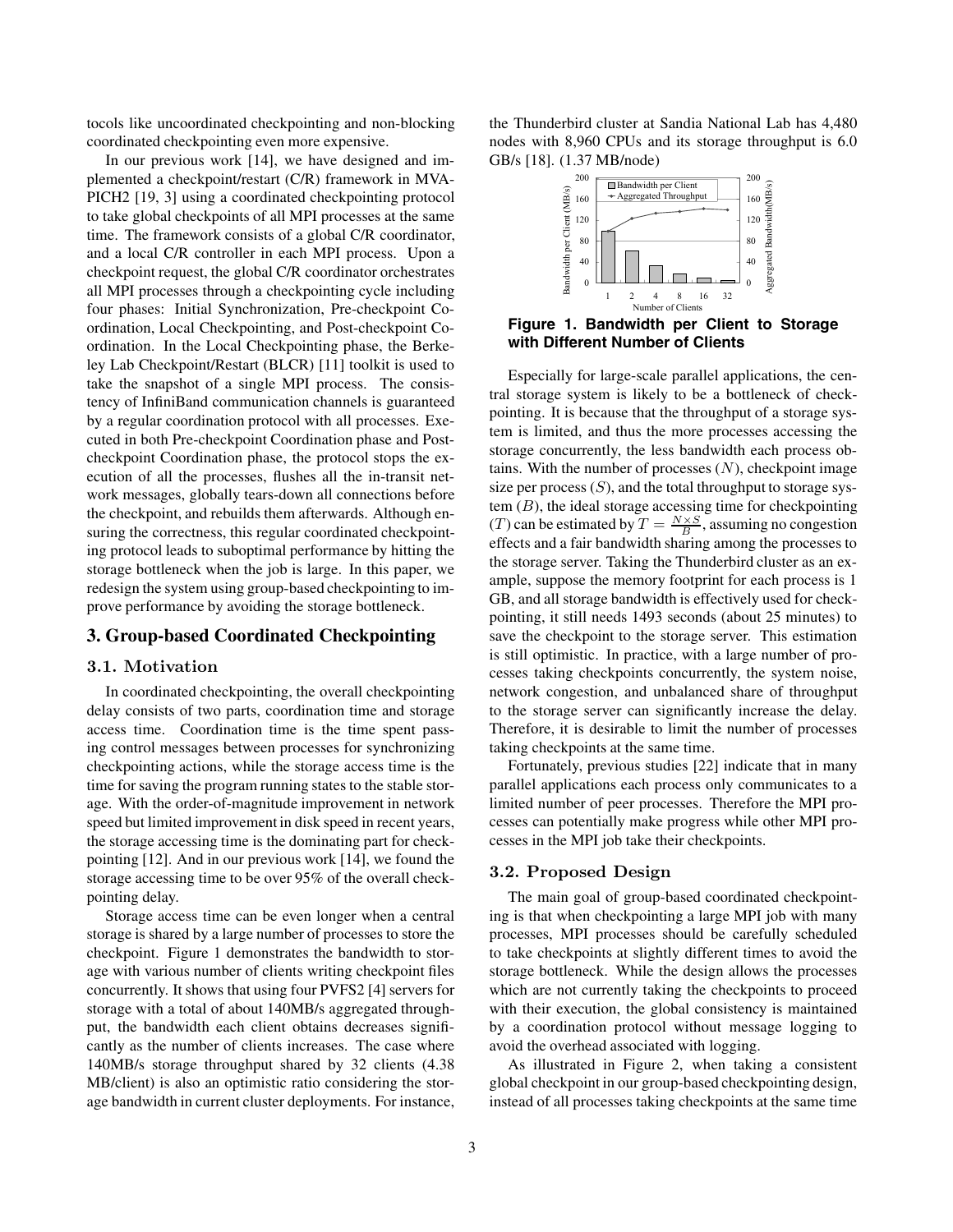tocols like uncoordinated checkpointing and non-blocking coordinated checkpointing even more expensive.

In our previous work [14], we have designed and implemented a checkpoint/restart (C/R) framework in MVAPICH2 [19, 3] using a coordinated checkpointing protocol to take global checkpoints of all MPI processes at the same time. The framework consists of a global C/R coordinator, and a local C/R controller in each MPI process. Upon a checkpoint request, the global C/R coordinator orchestrates all MPI processes through a checkpointing cycle including four phases: Initial Synchronization, Pre-checkpoint Coordination, Local Checkpointing, and Post-checkpoint Coordination. In the Local Checkpointing phase, the Berkeley Lab Checkpoint/Restart (BLCR) [11] toolkit is used to take the snapshot of a single MPI process. The consistency of InfiniBand communication channels is guaranteed by a regular coordination protocol with all processes. Executed in both Pre-checkpoint Coordination phase and Post-checkpoint Coordination phase, the protocol stops the execution of all the processes, flushes all the in-transit network messages, globally tears-down all connections before the checkpoint, and rebuilds them afterwards. Although ensuring the correctness, this regular coordinated checkpointing protocol leads to suboptimal performance by hitting the storage bottleneck when the job is large. In this paper, we redesign the system using group-based checkpointing to improve performance by avoiding the storage bottleneck.

## 3. Group-based Coordinated Checkpointing

### 3.1. Motivation

In coordinated checkpointing, the overall checkpointing delay consists of two parts, coordination time and storage access time. Coordination time is the time spent passing control messages between processes for synchronizing checkpointing actions, while the storage access time is the time for saving the program running states to the stable storage. With the order-of-magnitude improvement in network speed but limited improvement in disk speed in recent years, the storage accessing time is the dominating part for checkpointing [12]. And in our previous work [14], we found the storage accessing time to be over 95% of the overall checkpointing delay.

Storage access time can be even longer when a central storage is shared by a large number of processes to store the checkpoint. Figure 1 demonstrates the bandwidth to storage with various number of clients writing checkpoint files concurrently. It shows that using four PVFS2 [4] servers for storage with a total of about 140MB/s aggregated throughput, the bandwidth each client obtains decreases significantly as the number of clients increases. The case where 140MB/s storage throughput shared by 32 clients (4.38 MB/client) is also an optimistic ratio considering the storage bandwidth in current cluster deployments. For instance, the Thunderbird cluster at Sandia National Lab has 4,480 nodes with 8,960 CPUs and its storage throughput is 6.0 GB/s [18]. (1.37 MB/node)

**Figure 1. Bandwidth per Client to Storage with Different Number of Clients**

Especially for large-scale parallel applications, the central storage system is likely to be a bottleneck of checkpointing. It is because that the throughput of a storage system is limited, and thus the more processes accessing the storage concurrently, the less bandwidth each process obtains. With the number of processes ($N$), checkpoint image size per process ($S$), and the total throughput to storage system ($B$), the ideal storage accessing time for checkpointing ($T$) can be estimated by $T = \frac{N \times S}{B}$, assuming no congestion effects and a fair bandwidth sharing among the processes to the storage server. Taking the Thunderbird cluster as an example, suppose the memory footprint for each process is 1 GB, and all storage bandwidth is effectively used for checkpointing, it still needs 1493 seconds (about 25 minutes) to save the checkpoint to the storage server. This estimation is still optimistic. In practice, with a large number of processes taking checkpoints concurrently, the system noise, network congestion, and unbalanced share of throughput to the storage server can significantly increase the delay. Therefore, it is desirable to limit the number of processes taking checkpoints at the same time.

Fortunately, previous studies [22] indicate that in many parallel applications each process only communicates to a limited number of peer processes. Therefore the MPI processes can potentially make progress while other MPI processes in the MPI job take their checkpoints.

### 3.2. Proposed Design

The main goal of group-based coordinated checkpointing is that when checkpointing a large MPI job with many processes, MPI processes should be carefully scheduled to take checkpoints at slightly different times to avoid the storage bottleneck. While the design allows the processes which are not currently taking the checkpoints to proceed with their execution, the global consistency is maintained by a coordination protocol without message logging to avoid the overhead associated with logging.

As illustrated in Figure 2, when taking a consistent global checkpoint in our group-based checkpointing design, instead of all processes taking checkpoints at the same time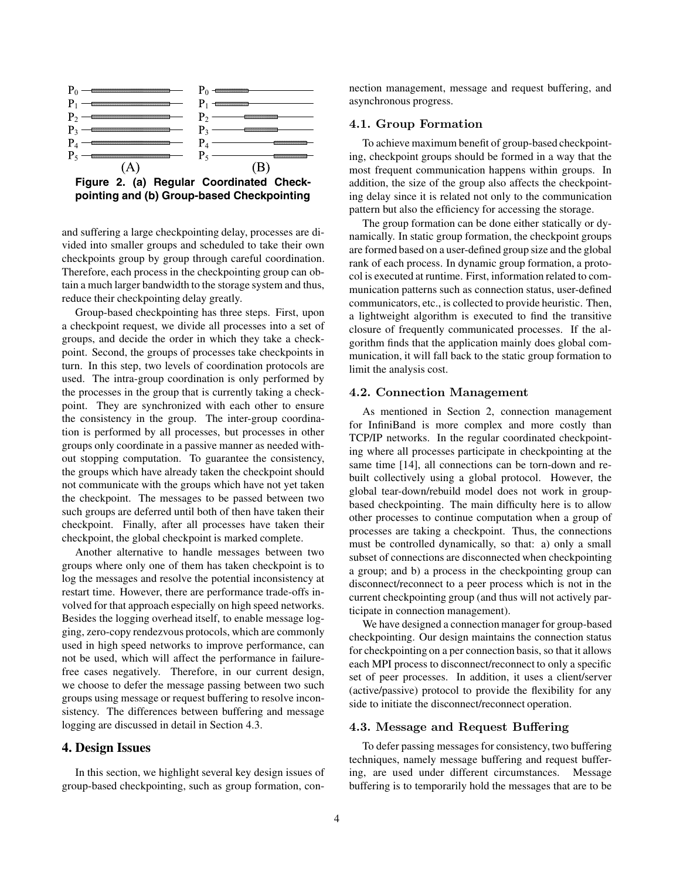$P_0$
$P_1$
$P_2$
$P_3$
$P_4$
$P_5$
(A)

$P_0$
$P_1$
$P_2$
$P_3$
$P_4$
$P_5$
(B)

**Figure 2. (a) Regular Coordinated Checkpointing and (b) Group-based Checkpointing**

and suffering a large checkpointing delay, processes are divided into smaller groups and scheduled to take their own checkpoints group by group through careful coordination. Therefore, each process in the checkpointing group can obtain a much larger bandwidth to the storage system and thus, reduce their checkpointing delay greatly.

Group-based checkpointing has three steps. First, upon a checkpoint request, we divide all processes into a set of groups, and decide the order in which they take a checkpoint. Second, the groups of processes take checkpoints in turn. In this step, two levels of coordination protocols are used. The intra-group coordination is only performed by the processes in the group that is currently taking a checkpoint. They are synchronized with each other to ensure the consistency in the group. The inter-group coordination is performed by all processes, but processes in other groups only coordinate in a passive manner as needed without stopping computation. To guarantee the consistency, the groups which have already taken the checkpoint should not communicate with the groups which have not yet taken the checkpoint. The messages to be passed between two such groups are deferred until both of then have taken their checkpoint. Finally, after all processes have taken their checkpoint, the global checkpoint is marked complete.

Another alternative to handle messages between two groups where only one of them has taken checkpoint is to log the messages and resolve the potential inconsistency at restart time. However, there are performance trade-offs involved for that approach especially on high speed networks. Besides the logging overhead itself, to enable message logging, zero-copy rendezvous protocols, which are commonly used in high speed networks to improve performance, can not be used, which will affect the performance in failure-free cases negatively. Therefore, in our current design, we choose to defer the message passing between two such groups using message or request buffering to resolve inconsistency. The differences between buffering and message logging are discussed in detail in Section 4.3.

# 4. Design Issues

In this section, we highlight several key design issues of group-based checkpointing, such as group formation, connection management, message and request buffering, and asynchronous progress.

## 4.1. Group Formation

To achieve maximum benefit of group-based checkpointing, checkpoint groups should be formed in a way that the most frequent communication happens within groups. In addition, the size of the group also affects the checkpointing delay since it is related not only to the communication pattern but also the efficiency for accessing the storage.

The group formation can be done either statically or dynamically. In static group formation, the checkpoint groups are formed based on a user-defined group size and the global rank of each process. In dynamic group formation, a protocol is executed at runtime. First, information related to communication patterns such as connection status, user-defined communicators, etc., is collected to provide heuristic. Then, a lightweight algorithm is executed to find the transitive closure of frequently communicated processes. If the algorithm finds that the application mainly does global communication, it will fall back to the static group formation to limit the analysis cost.

## 4.2. Connection Management

As mentioned in Section 2, connection management for InfiniBand is more complex and more costly than TCP/IP networks. In the regular coordinated checkpointing where all processes participate in checkpointing at the same time [14], all connections can be torn-down and rebuilt collectively using a global protocol. However, the global tear-down/rebuild model does not work in group-based checkpointing. The main difficulty here is to allow other processes to continue computation when a group of processes are taking a checkpoint. Thus, the connections must be controlled dynamically, so that: a) only a small subset of connections are disconnected when checkpointing a group; and b) a process in the checkpointing group can disconnect/reconnect to a peer process which is not in the current checkpointing group (and thus will not actively participate in connection management).

We have designed a connection manager for group-based checkpointing. Our design maintains the connection status for checkpointing on a per connection basis, so that it allows each MPI process to disconnect/reconnect to only a specific set of peer processes. In addition, it uses a client/server (active/passive) protocol to provide the flexibility for any side to initiate the disconnect/reconnect operation.

## 4.3. Message and Request Buffering

To defer passing messages for consistency, two buffering techniques, namely message buffering and request buffering, are used under different circumstances. Message buffering is to temporarily hold the messages that are to be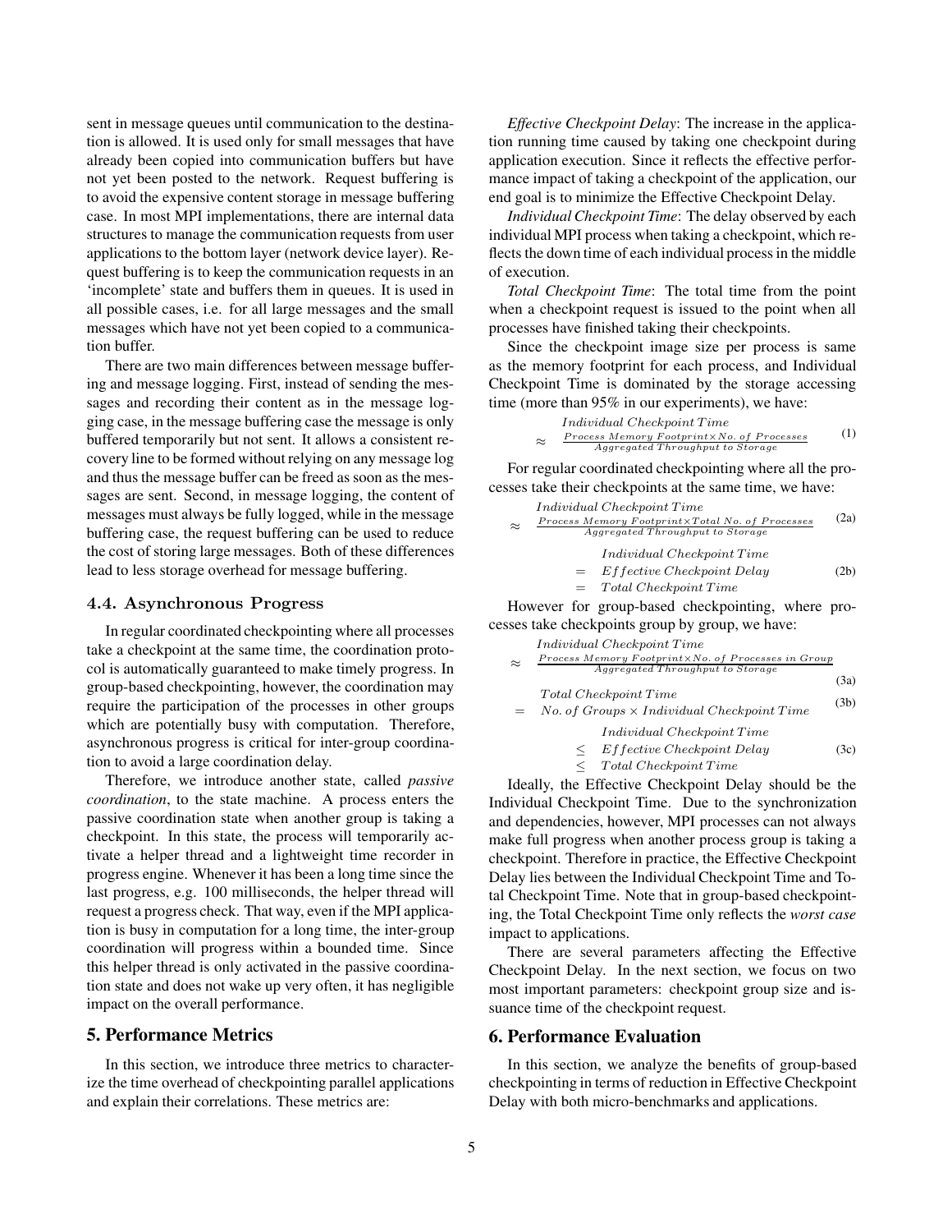sent in message queues until communication to the destination is allowed. It is used only for small messages that have already been copied into communication buffers but have not yet been posted to the network. Request buffering is to avoid the expensive content storage in message buffering case. In most MPI implementations, there are internal data structures to manage the communication requests from user applications to the bottom layer (network device layer). Request buffering is to keep the communication requests in an 'incomplete' state and buffers them in queues. It is used in all possible cases, i.e. for all large messages and the small messages which have not yet been copied to a communication buffer.

There are two main differences between message buffering and message logging. First, instead of sending the messages and recording their content as in the message logging case, in the message buffering case the message is only buffered temporarily but not sent. It allows a consistent recovery line to be formed without relying on any message log and thus the message buffer can be freed as soon as the messages are sent. Second, in message logging, the content of messages must always be fully logged, while in the message buffering case, the request buffering can be used to reduce the cost of storing large messages. Both of these differences lead to less storage overhead for message buffering.

### 4.4. Asynchronous Progress

In regular coordinated checkpointing where all processes take a checkpoint at the same time, the coordination protocol is automatically guaranteed to make timely progress. In group-based checkpointing, however, the coordination may require the participation of the processes in other groups which are potentially busy with computation. Therefore, asynchronous progress is critical for inter-group coordination to avoid a large coordination delay.

Therefore, we introduce another state, called *passive coordination*, to the state machine. A process enters the passive coordination state when another group is taking a checkpoint. In this state, the process will temporarily activate a helper thread and a lightweight time recorder in progress engine. Whenever it has been a long time since the last progress, e.g. 100 milliseconds, the helper thread will request a progress check. That way, even if the MPI application is busy in computation for a long time, the inter-group coordination will progress within a bounded time. Since this helper thread is only activated in the passive coordination state and does not wake up very often, it has negligible impact on the overall performance.

## 5. Performance Metrics

In this section, we introduce three metrics to characterize the time overhead of checkpointing parallel applications and explain their correlations. These metrics are:

*Effective Checkpoint Delay*: The increase in the application running time caused by taking one checkpoint during application execution. Since it reflects the effective performance impact of taking a checkpoint of the application, our end goal is to minimize the Effective Checkpoint Delay.

*Individual Checkpoint Time*: The delay observed by each individual MPI process when taking a checkpoint, which reflects the down time of each individual process in the middle of execution.

*Total Checkpoint Time*: The total time from the point when a checkpoint request is issued to the point when all processes have finished taking their checkpoints.

Since the checkpoint image size per process is same as the memory footprint for each process, and Individual Checkpoint Time is dominated by the storage accessing time (more than 95% in our experiments), we have:

$$Individual\ Checkpoint\ Time \approx \frac{Process\ Memory\ Footprint \times No.\ of\ Processes}{Aggregated\ Throughput\ to\ Storage} \tag{1}$$

For regular coordinated checkpointing where all the processes take their checkpoints at the same time, we have:

$$Individual\ Checkpoint\ Time \approx \frac{Process\ Memory\ Footprint \times Total\ No.\ of\ Processes}{Aggregated\ Throughput\ to\ Storage} \tag{2a}$$

$$Individual\ Checkpoint\ Time = Effective\ Checkpoint\ Delay = Total\ Checkpoint\ Time \tag{2b}$$

However for group-based checkpointing, where processes take checkpoints group by group, we have:

$$Individual\ Checkpoint\ Time \approx \frac{Process\ Memory\ Footprint \times No.\ of\ Processes\ in\ Group}{Aggregated\ Throughput\ to\ Storage} \tag{3a}$$

$$Total\ Checkpoint\ Time = No.\ of\ Groups \times Individual\ Checkpoint\ Time \tag{3b}$$

$$Individual\ Checkpoint\ Time \leq Effective\ Checkpoint\ Delay \leq Total\ Checkpoint\ Time \tag{3c}$$

Ideally, the Effective Checkpoint Delay should be the Individual Checkpoint Time. Due to the synchronization and dependencies, however, MPI processes can not always make full progress when another process group is taking a checkpoint. Therefore in practice, the Effective Checkpoint Delay lies between the Individual Checkpoint Time and Total Checkpoint Time. Note that in group-based checkpointing, the Total Checkpoint Time only reflects the *worst case* impact to applications.

There are several parameters affecting the Effective Checkpoint Delay. In the next section, we focus on two most important parameters: checkpoint group size and issuance time of the checkpoint request.

## 6. Performance Evaluation

In this section, we analyze the benefits of group-based checkpointing in terms of reduction in Effective Checkpoint Delay with both micro-benchmarks and applications.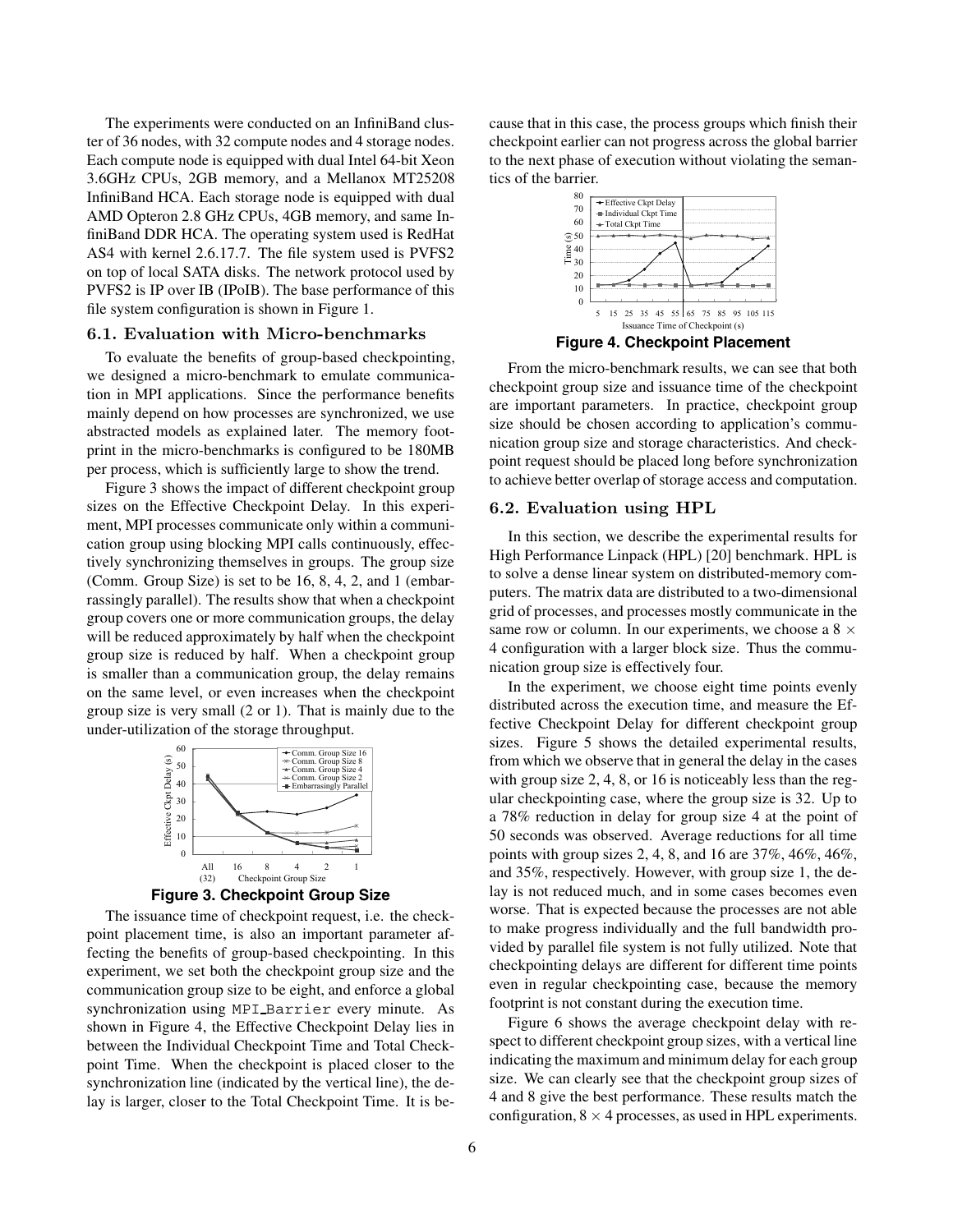The experiments were conducted on an InfiniBand cluster of 36 nodes, with 32 compute nodes and 4 storage nodes. Each compute node is equipped with dual Intel 64-bit Xeon 3.6GHz CPUs, 2GB memory, and a Mellanox MT25208 InfiniBand HCA. Each storage node is equipped with dual AMD Opteron 2.8 GHz CPUs, 4GB memory, and same InfiniBand DDR HCA. The operating system used is RedHat AS4 with kernel 2.6.17.7. The file system used is PVFS2 on top of local SATA disks. The network protocol used by PVFS2 is IP over IB (IPoIB). The base performance of this file system configuration is shown in Figure 1.

### 6.1. Evaluation with Micro-benchmarks

To evaluate the benefits of group-based checkpointing, we designed a micro-benchmark to emulate communication in MPI applications. Since the performance benefits mainly depend on how processes are synchronized, we use abstracted models as explained later. The memory footprint in the micro-benchmarks is configured to be 180MB per process, which is sufficiently large to show the trend.

Figure 3 shows the impact of different checkpoint group sizes on the Effective Checkpoint Delay. In this experiment, MPI processes communicate only within a communication group using blocking MPI calls continuously, effectively synchronizing themselves in groups. The group size (Comm. Group Size) is set to be 16, 8, 4, 2, and 1 (embarrassingly parallel). The results show that when a checkpoint group covers one or more communication groups, the delay will be reduced approximately by half when the checkpoint group size is reduced by half. When a checkpoint group is smaller than a communication group, the delay remains on the same level, or even increases when the checkpoint group size is very small (2 or 1). That is mainly due to the under-utilization of the storage throughput.

**Figure 3. Checkpoint Group Size**

The issuance time of checkpoint request, i.e. the checkpoint placement time, is also an important parameter affecting the benefits of group-based checkpointing. In this experiment, we set both the checkpoint group size and the communication group size to be eight, and enforce a global synchronization using `MPI_Barrier` every minute. As shown in Figure 4, the Effective Checkpoint Delay lies in between the Individual Checkpoint Time and Total Checkpoint Time. When the checkpoint is placed closer to the synchronization line (indicated by the vertical line), the delay is larger, closer to the Total Checkpoint Time. It is because that in this case, the process groups which finish their checkpoint earlier can not progress across the global barrier to the next phase of execution without violating the semantics of the barrier.

**Figure 4. Checkpoint Placement**

From the micro-benchmark results, we can see that both checkpoint group size and issuance time of the checkpoint are important parameters. In practice, checkpoint group size should be chosen according to application's communication group size and storage characteristics. And checkpoint request should be placed long before synchronization to achieve better overlap of storage access and computation.

### 6.2. Evaluation using HPL

In this section, we describe the experimental results for High Performance Linpack (HPL) [20] benchmark. HPL is to solve a dense linear system on distributed-memory computers. The matrix data are distributed to a two-dimensional grid of processes, and processes mostly communicate in the same row or column. In our experiments, we choose a $8 \times 4$ configuration with a larger block size. Thus the communication group size is effectively four.

In the experiment, we choose eight time points evenly distributed across the execution time, and measure the Effective Checkpoint Delay for different checkpoint group sizes. Figure 5 shows the detailed experimental results, from which we observe that in general the delay in the cases with group size 2, 4, 8, or 16 is noticeably less than the regular checkpointing case, where the group size is 32. Up to a 78% reduction in delay for group size 4 at the point of 50 seconds was observed. Average reductions for all time points with group sizes 2, 4, 8, and 16 are 37%, 46%, 46%, and 35%, respectively. However, with group size 1, the delay is not reduced much, and in some cases becomes even worse. That is expected because the processes are not able to make progress individually and the full bandwidth provided by parallel file system is not fully utilized. Note that checkpointing delays are different for different time points even in regular checkpointing case, because the memory footprint is not constant during the execution time.

Figure 6 shows the average checkpoint delay with respect to different checkpoint group sizes, with a vertical line indicating the maximum and minimum delay for each group size. We can clearly see that the checkpoint group sizes of 4 and 8 give the best performance. These results match the configuration, $8 \times 4$ processes, as used in HPL experiments.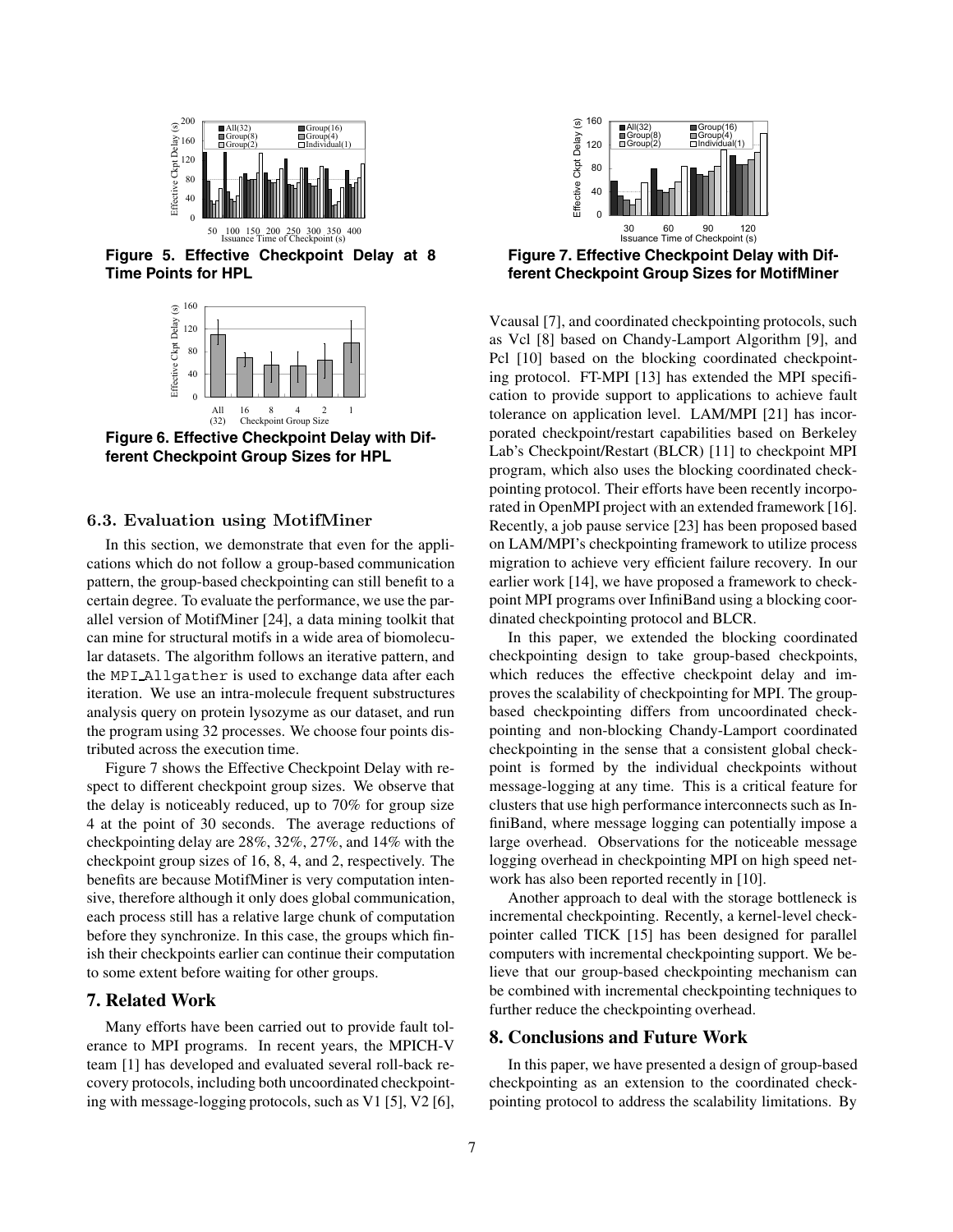**Figure 5. Effective Checkpoint Delay at 8 Time Points for HPL**

**Figure 6. Effective Checkpoint Delay with Different Checkpoint Group Sizes for HPL**

**Figure 7. Effective Checkpoint Delay with Different Checkpoint Group Sizes for MotifMiner**

### 6.3. Evaluation using MotifMiner

In this section, we demonstrate that even for the applications which do not follow a group-based communication pattern, the group-based checkpointing can still benefit to a certain degree. To evaluate the performance, we use the parallel version of MotifMiner [24], a data mining toolkit that can mine for structural motifs in a wide area of biomolecular datasets. The algorithm follows an iterative pattern, and the `MPI_Allgather` is used to exchange data after each iteration. We use an intra-molecule frequent substructures analysis query on protein lysozyme as our dataset, and run the program using 32 processes. We choose four points distributed across the execution time.

Figure 7 shows the Effective Checkpoint Delay with respect to different checkpoint group sizes. We observe that the delay is noticeably reduced, up to 70% for group size 4 at the point of 30 seconds. The average reductions of checkpointing delay are 28%, 32%, 27%, and 14% with the checkpoint group sizes of 16, 8, 4, and 2, respectively. The benefits are because MotifMiner is very computation intensive, therefore although it only does global communication, each process still has a relative large chunk of computation before they synchronize. In this case, the groups which finish their checkpoints earlier can continue their computation to some extent before waiting for other groups.

## 7. Related Work

Many efforts have been carried out to provide fault tolerance to MPI programs. In recent years, the MPICH-V team [1] has developed and evaluated several roll-back recovery protocols, including both uncoordinated checkpointing with message-logging protocols, such as V1 [5], V2 [6], Vcausal [7], and coordinated checkpointing protocols, such as Vcl [8] based on Chandy-Lamport Algorithm [9], and Pcl [10] based on the blocking coordinated checkpointing protocol. FT-MPI [13] has extended the MPI specification to provide support to applications to achieve fault tolerance on application level. LAM/MPI [21] has incorporated checkpoint/restart capabilities based on Berkeley Lab's Checkpoint/Restart (BLCR) [11] to checkpoint MPI program, which also uses the blocking coordinated checkpointing protocol. Their efforts have been recently incorporated in OpenMPI project with an extended framework [16]. Recently, a job pause service [23] has been proposed based on LAM/MPI's checkpointing framework to utilize process migration to achieve very efficient failure recovery. In our earlier work [14], we have proposed a framework to checkpoint MPI programs over InfiniBand using a blocking coordinated checkpointing protocol and BLCR.

In this paper, we extended the blocking coordinated checkpointing design to take group-based checkpoints, which reduces the effective checkpoint delay and improves the scalability of checkpointing for MPI. The group-based checkpointing differs from uncoordinated checkpointing and non-blocking Chandy-Lamport coordinated checkpointing in the sense that a consistent global checkpoint is formed by the individual checkpoints without message-logging at any time. This is a critical feature for clusters that use high performance interconnects such as InfiniBand, where message logging can potentially impose a large overhead. Observations for the noticeable message logging overhead in checkpointing MPI on high speed network has also been reported recently in [10].

Another approach to deal with the storage bottleneck is incremental checkpointing. Recently, a kernel-level checkpointer called TICK [15] has been designed for parallel computers with incremental checkpointing support. We believe that our group-based checkpointing mechanism can be combined with incremental checkpointing techniques to further reduce the checkpointing overhead.

## 8. Conclusions and Future Work

In this paper, we have presented a design of group-based checkpointing as an extension to the coordinated checkpointing protocol to address the scalability limitations. By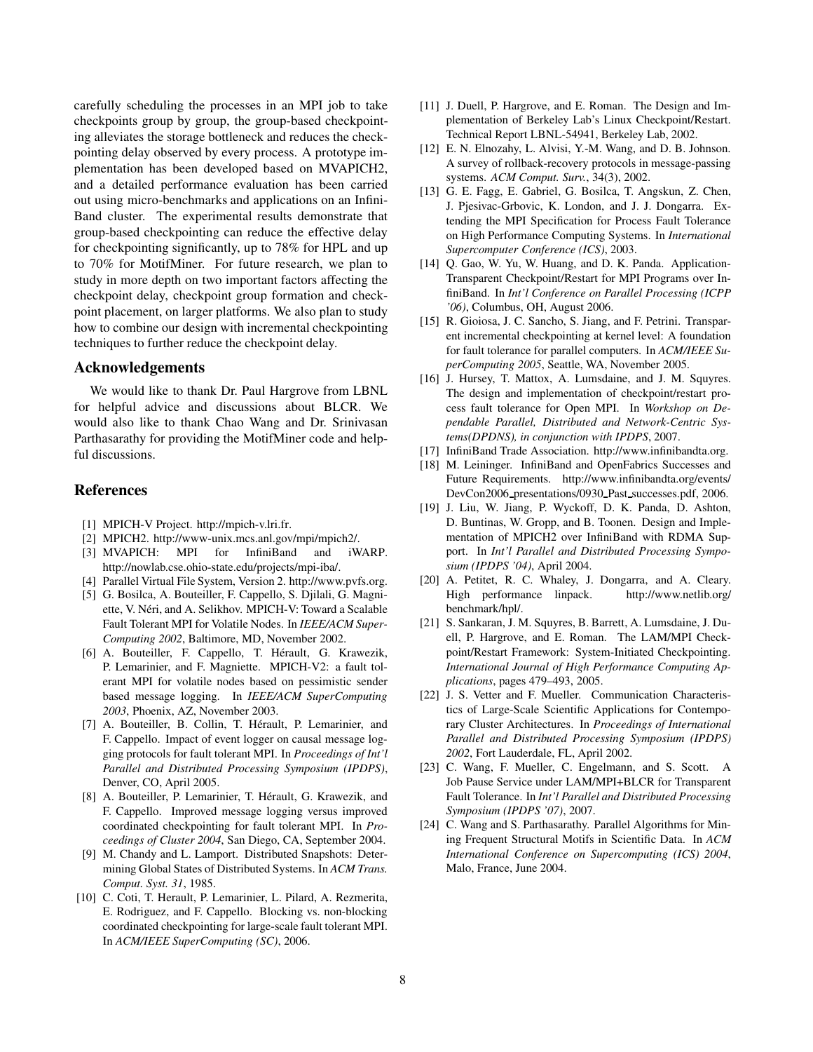carefully scheduling the processes in an MPI job to take checkpoints group by group, the group-based checkpointing alleviates the storage bottleneck and reduces the checkpointing delay observed by every process. A prototype implementation has been developed based on MVAPICH2, and a detailed performance evaluation has been carried out using micro-benchmarks and applications on an InfiniBand cluster. The experimental results demonstrate that group-based checkpointing can reduce the effective delay for checkpointing significantly, up to 78% for HPL and up to 70% for MotifMiner. For future research, we plan to study in more depth on two important factors affecting the checkpoint delay, checkpoint group formation and checkpoint placement, on larger platforms. We also plan to study how to combine our design with incremental checkpointing techniques to further reduce the checkpoint delay.

## Acknowledgements

We would like to thank Dr. Paul Hargrove from LBNL for helpful advice and discussions about BLCR. We would also like to thank Chao Wang and Dr. Srinivasan Parthasarathy for providing the MotifMiner code and helpful discussions.

## References

[1] MPICH-V Project. http://mpich-v.lri.fr.

[2] MPICH2. http://www-unix.mcs.anl.gov/mpi/mpich2/.

[3] MVAPICH: MPI for InfiniBand and iWARP. http://nowlab.cse.ohio-state.edu/projects/mpi-iba/.

[4] Parallel Virtual File System, Version 2. http://www.pvfs.org.

[5] G. Bosilca, A. Bouteiller, F. Cappello, S. Djilali, G. Magniette, V. Néri, and A. Selikhov. MPICH-V: Toward a Scalable Fault Tolerant MPI for Volatile Nodes. In *IEEE/ACM SuperComputing 2002*, Baltimore, MD, November 2002.

[6] A. Bouteiller, F. Cappello, T. Hérault, G. Krawezik, P. Lemarinier, and F. Magniette. MPICH-V2: a fault tolerant MPI for volatile nodes based on pessimistic sender based message logging. In *IEEE/ACM SuperComputing 2003*, Phoenix, AZ, November 2003.

[7] A. Bouteiller, B. Collin, T. Hérault, P. Lemarinier, and F. Cappello. Impact of event logger on causal message logging protocols for fault tolerant MPI. In *Proceedings of Int'l Parallel and Distributed Processing Symposium (IPDPS)*, Denver, CO, April 2005.

[8] A. Bouteiller, P. Lemarinier, T. Hérault, G. Krawezik, and F. Cappello. Improved message logging versus improved coordinated checkpointing for fault tolerant MPI. In *Proceedings of Cluster 2004*, San Diego, CA, September 2004.

[9] M. Chandy and L. Lamport. Distributed Snapshots: Determining Global States of Distributed Systems. In *ACM Trans. Comput. Syst. 31*, 1985.

[10] C. Coti, T. Herault, P. Lemarinier, L. Pilard, A. Rezmerita, E. Rodriguez, and F. Cappello. Blocking vs. non-blocking coordinated checkpointing for large-scale fault tolerant MPI. In *ACM/IEEE SuperComputing (SC)*, 2006.

[11] J. Duell, P. Hargrove, and E. Roman. The Design and Implementation of Berkeley Lab's Linux Checkpoint/Restart. Technical Report LBNL-54941, Berkeley Lab, 2002.

[12] E. N. Elnozahy, L. Alvisi, Y.-M. Wang, and D. B. Johnson. A survey of rollback-recovery protocols in message-passing systems. *ACM Comput. Surv.*, 34(3), 2002.

[13] G. E. Fagg, E. Gabriel, G. Bosilca, T. Angskun, Z. Chen, J. Pjesivac-Grbovic, K. London, and J. J. Dongarra. Extending the MPI Specification for Process Fault Tolerance on High Performance Computing Systems. In *International Supercomputer Conference (ICS)*, 2003.

[14] Q. Gao, W. Yu, W. Huang, and D. K. Panda. Application-Transparent Checkpoint/Restart for MPI Programs over InfiniBand. In *Int'l Conference on Parallel Processing (ICPP '06)*, Columbus, OH, August 2006.

[15] R. Gioiosa, J. C. Sancho, S. Jiang, and F. Petrini. Transparent incremental checkpointing at kernel level: A foundation for fault tolerance for parallel computers. In *ACM/IEEE SuperComputing 2005*, Seattle, WA, November 2005.

[16] J. Hursey, T. Mattox, A. Lumsdaine, and J. M. Squyres. The design and implementation of checkpoint/restart process fault tolerance for Open MPI. In *Workshop on Dependable Parallel, Distributed and Network-Centric Systems(DPDNS), in conjunction with IPDPS*, 2007.

[17] InfiniBand Trade Association. http://www.infinibandta.org.

[18] M. Leininger. InfiniBand and OpenFabrics Successes and Future Requirements. http://www.infinibandta.org/events/DevCon2006_presentations/0930_Past_successes.pdf, 2006.

[19] J. Liu, W. Jiang, P. Wyckoff, D. K. Panda, D. Ashton, D. Buntinas, W. Gropp, and B. Toonen. Design and Implementation of MPICH2 over InfiniBand with RDMA Support. In *Int'l Parallel and Distributed Processing Symposium (IPDPS '04)*, April 2004.

[20] A. Petitet, R. C. Whaley, J. Dongarra, and A. Cleary. High performance linpack. http://www.netlib.org/benchmark/hpl/.

[21] S. Sankaran, J. M. Squyres, B. Barrett, A. Lumsdaine, J. Duell, P. Hargrove, and E. Roman. The LAM/MPI Checkpoint/Restart Framework: System-Initiated Checkpointing. *International Journal of High Performance Computing Applications*, pages 479–493, 2005.

[22] J. S. Vetter and F. Mueller. Communication Characteristics of Large-Scale Scientific Applications for Contemporary Cluster Architectures. In *Proceedings of International Parallel and Distributed Processing Symposium (IPDPS) 2002*, Fort Lauderdale, FL, April 2002.

[23] C. Wang, F. Mueller, C. Engelmann, and S. Scott. A Job Pause Service under LAM/MPI+BLCR for Transparent Fault Tolerance. In *Int'l Parallel and Distributed Processing Symposium (IPDPS '07)*, 2007.

[24] C. Wang and S. Parthasarathy. Parallel Algorithms for Mining Frequent Structural Motifs in Scientific Data. In *ACM International Conference on Supercomputing (ICS) 2004*, Malo, France, June 2004.